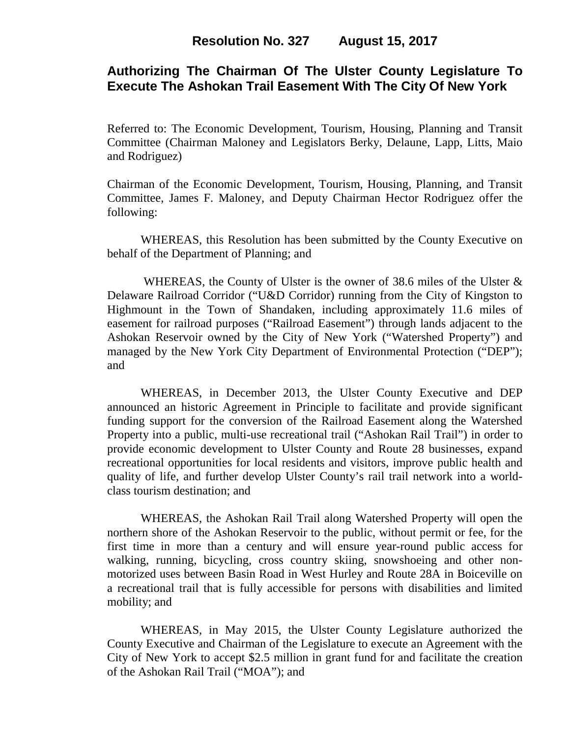**Resolution No. 327 August 15, 2017**

# Authorizing The Chairman Of The Ulster County Legislature To Execute The Ashokan Trail Easement With The City Of New York

Referred to: The Economic Development, Tourism, Housing, Planning and Transit Committee (Chairman Maloney and Legislators Berky, Delaune, Lapp, Litts, Maio and Rodriguez)

Chairman of the Economic Development, Tourism, Housing, Planning, and Transit Committee, James F. Maloney, and Deputy Chairman Hector Rodriguez offer the following:

WHEREAS, this Resolution has been submitted by the County Executive on behalf of the Department of Planning; and

WHEREAS, the County of Ulster is the owner of 38.6 miles of the Ulster & Delaware Railroad Corridor ("U&D Corridor) running from the City of Kingston to Highmount in the Town of Shandaken, including approximately 11.6 miles of easement for railroad purposes ("Railroad Easement") through lands adjacent to the Ashokan Reservoir owned by the City of New York ("Watershed Property") and managed by the New York City Department of Environmental Protection ("DEP"); and

WHEREAS, in December 2013, the Ulster County Executive and DEP announced an historic Agreement in Principle to facilitate and provide significant funding support for the conversion of the Railroad Easement along the Watershed Property into a public, multi-use recreational trail ("Ashokan Rail Trail") in order to provide economic development to Ulster County and Route 28 businesses, expand recreational opportunities for local residents and visitors, improve public health and quality of life, and further develop Ulster County's rail trail network into a world-class tourism destination; and

WHEREAS, the Ashokan Rail Trail along Watershed Property will open the northern shore of the Ashokan Reservoir to the public, without permit or fee, for the first time in more than a century and will ensure year-round public access for walking, running, bicycling, cross country skiing, snowshoeing and other non-motorized uses between Basin Road in West Hurley and Route 28A in Boiceville on a recreational trail that is fully accessible for persons with disabilities and limited mobility; and

WHEREAS, in May 2015, the Ulster County Legislature authorized the County Executive and Chairman of the Legislature to execute an Agreement with the City of New York to accept $2.5 million in grant fund for and facilitate the creation of the Ashokan Rail Trail ("MOA"); and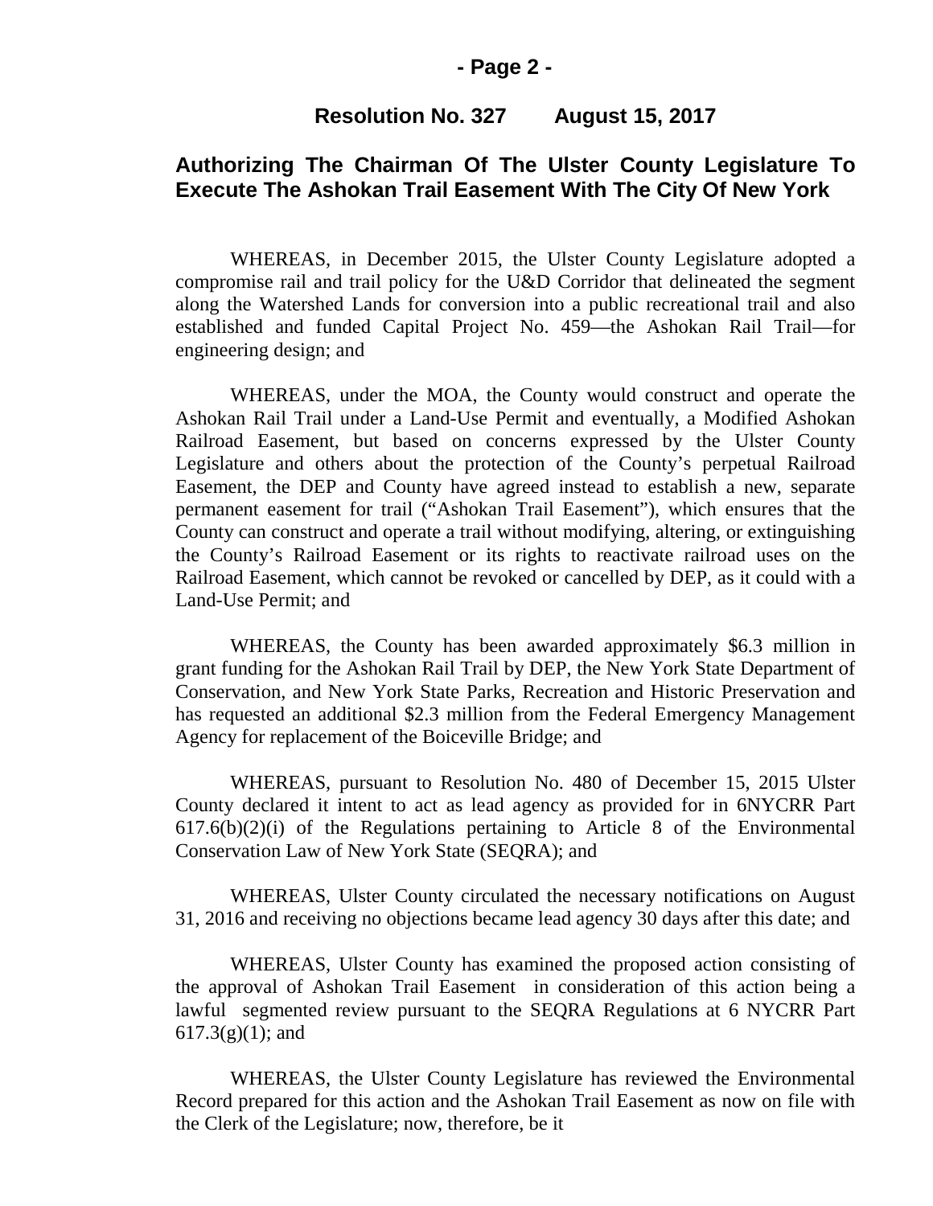**Resolution No. 327 August 15, 2017**

## Authorizing The Chairman Of The Ulster County Legislature To Execute The Ashokan Trail Easement With The City Of New York

WHEREAS, in December 2015, the Ulster County Legislature adopted a compromise rail and trail policy for the U&D Corridor that delineated the segment along the Watershed Lands for conversion into a public recreational trail and also established and funded Capital Project No. 459—the Ashokan Rail Trail—for engineering design; and

WHEREAS, under the MOA, the County would construct and operate the Ashokan Rail Trail under a Land-Use Permit and eventually, a Modified Ashokan Railroad Easement, but based on concerns expressed by the Ulster County Legislature and others about the protection of the County's perpetual Railroad Easement, the DEP and County have agreed instead to establish a new, separate permanent easement for trail ("Ashokan Trail Easement"), which ensures that the County can construct and operate a trail without modifying, altering, or extinguishing the County's Railroad Easement or its rights to reactivate railroad uses on the Railroad Easement, which cannot be revoked or cancelled by DEP, as it could with a Land-Use Permit; and

WHEREAS, the County has been awarded approximately $6.3 million in grant funding for the Ashokan Rail Trail by DEP, the New York State Department of Conservation, and New York State Parks, Recreation and Historic Preservation and has requested an additional $2.3 million from the Federal Emergency Management Agency for replacement of the Boiceville Bridge; and

WHEREAS, pursuant to Resolution No. 480 of December 15, 2015 Ulster County declared it intent to act as lead agency as provided for in 6NYCRR Part 617.6(b)(2)(i) of the Regulations pertaining to Article 8 of the Environmental Conservation Law of New York State (SEQRA); and

WHEREAS, Ulster County circulated the necessary notifications on August 31, 2016 and receiving no objections became lead agency 30 days after this date; and

WHEREAS, Ulster County has examined the proposed action consisting of the approval of Ashokan Trail Easement in consideration of this action being a lawful segmented review pursuant to the SEQRA Regulations at 6 NYCRR Part 617.3(g)(1); and

WHEREAS, the Ulster County Legislature has reviewed the Environmental Record prepared for this action and the Ashokan Trail Easement as now on file with the Clerk of the Legislature; now, therefore, be it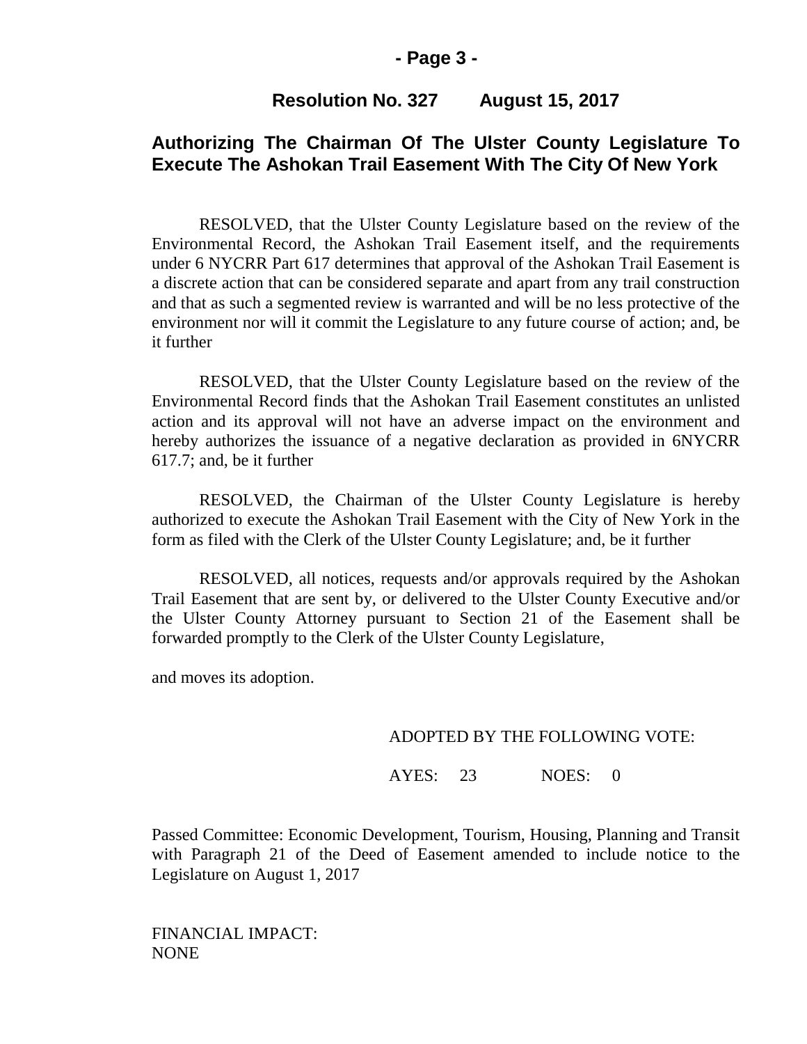## Resolution No. 327 August 15, 2017

## Authorizing The Chairman Of The Ulster County Legislature To Execute The Ashokan Trail Easement With The City Of New York

RESOLVED, that the Ulster County Legislature based on the review of the Environmental Record, the Ashokan Trail Easement itself, and the requirements under 6 NYCRR Part 617 determines that approval of the Ashokan Trail Easement is a discrete action that can be considered separate and apart from any trail construction and that as such a segmented review is warranted and will be no less protective of the environment nor will it commit the Legislature to any future course of action; and, be it further

RESOLVED, that the Ulster County Legislature based on the review of the Environmental Record finds that the Ashokan Trail Easement constitutes an unlisted action and its approval will not have an adverse impact on the environment and hereby authorizes the issuance of a negative declaration as provided in 6NYCRR 617.7; and, be it further

RESOLVED, the Chairman of the Ulster County Legislature is hereby authorized to execute the Ashokan Trail Easement with the City of New York in the form as filed with the Clerk of the Ulster County Legislature; and, be it further

RESOLVED, all notices, requests and/or approvals required by the Ashokan Trail Easement that are sent by, or delivered to the Ulster County Executive and/or the Ulster County Attorney pursuant to Section 21 of the Easement shall be forwarded promptly to the Clerk of the Ulster County Legislature,

and moves its adoption.

ADOPTED BY THE FOLLOWING VOTE:

AYES: 23 NOES: 0

Passed Committee: Economic Development, Tourism, Housing, Planning and Transit with Paragraph 21 of the Deed of Easement amended to include notice to the Legislature on August 1, 2017

FINANCIAL IMPACT:
NONE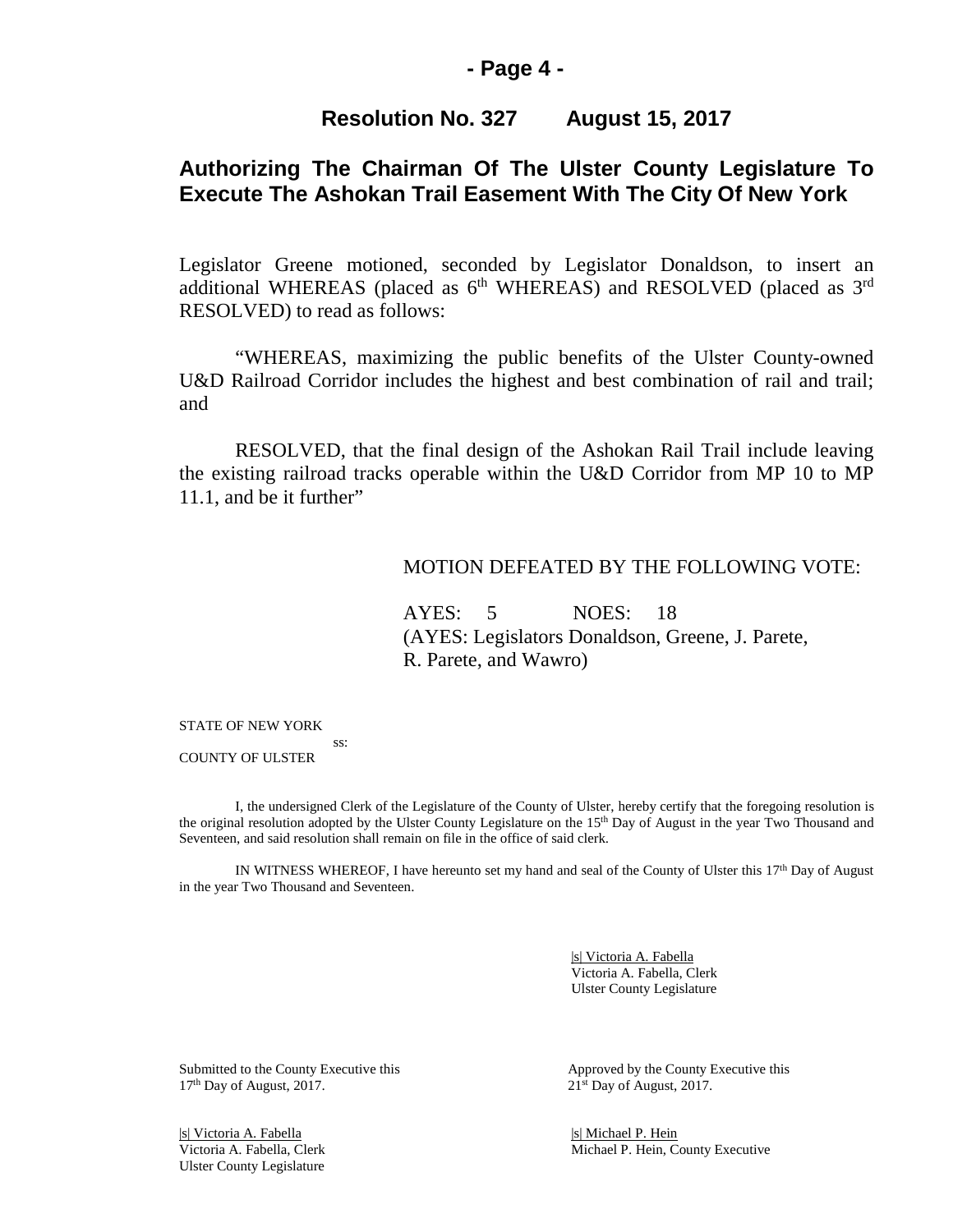## Resolution No. 327 August 15, 2017

## Authorizing The Chairman Of The Ulster County Legislature To Execute The Ashokan Trail Easement With The City Of New York

Legislator Greene motioned, seconded by Legislator Donaldson, to insert an additional WHEREAS (placed as 6th WHEREAS) and RESOLVED (placed as 3rd RESOLVED) to read as follows:

"WHEREAS, maximizing the public benefits of the Ulster County-owned U&D Railroad Corridor includes the highest and best combination of rail and trail; and

RESOLVED, that the final design of the Ashokan Rail Trail include leaving the existing railroad tracks operable within the U&D Corridor from MP 10 to MP 11.1, and be it further"

MOTION DEFEATED BY THE FOLLOWING VOTE:

AYES: 5 NOES: 18
(AYES: Legislators Donaldson, Greene, J. Parete, R. Parete, and Wawro)

STATE OF NEW YORK
ss:
COUNTY OF ULSTER

I, the undersigned Clerk of the Legislature of the County of Ulster, hereby certify that the foregoing resolution is the original resolution adopted by the Ulster County Legislature on the 15th Day of August in the year Two Thousand and Seventeen, and said resolution shall remain on file in the office of said clerk.

IN WITNESS WHEREOF, I have hereunto set my hand and seal of the County of Ulster this 17th Day of August in the year Two Thousand and Seventeen.

|s| Victoria A. Fabella
Victoria A. Fabella, Clerk
Ulster County Legislature

Submitted to the County Executive this 17th Day of August, 2017.

|s| Victoria A. Fabella
Victoria A. Fabella, Clerk
Ulster County Legislature

Approved by the County Executive this 21st Day of August, 2017.

|s| Michael P. Hein
Michael P. Hein, County Executive